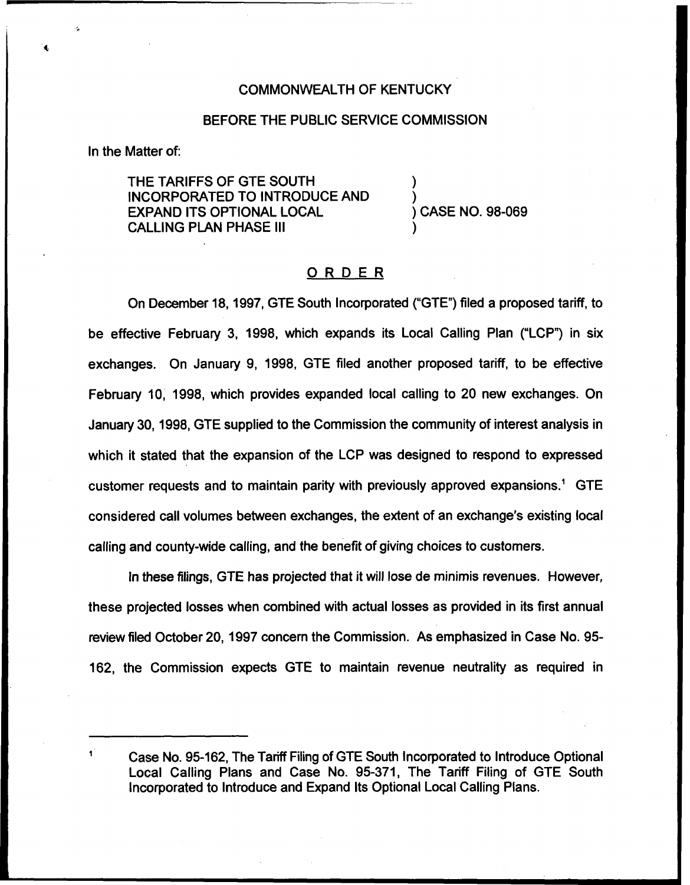COMMONWEALTH OF KENTUCKY

BEFORE THE PUBLIC SERVICE COMMISSION

In the Matter of:

THE TARIFFS OF GTE SOUTH INCORPORATED TO INTRODUCE AND EXPAND ITS OPTIONAL LOCAL CALLING PLAN PHASE III ) CASE NO. 98-069

# ORDER

On December 18, 1997, GTE South Incorporated ("GTE") filed a proposed tariff, to be effective February 3, 1998, which expands its Local Calling Plan ("LCP") in six exchanges. On January 9, 1998, GTE filed another proposed tariff, to be effective February 10, 1998, which provides expanded local calling to 20 new exchanges. On January 30, 1998, GTE supplied to the Commission the community of interest analysis in which it stated that the expansion of the LCP was designed to respond to expressed customer requests and to maintain parity with previously approved expansions.[1] GTE considered call volumes between exchanges, the extent of an exchange's existing local calling and county-wide calling, and the benefit of giving choices to customers.

In these filings, GTE has projected that it will lose de minimis revenues. However, these projected losses when combined with actual losses as provided in its first annual review filed October 20, 1997 concern the Commission. As emphasized in Case No. 95-162, the Commission expects GTE to maintain revenue neutrality as required in

[1] Case No. 95-162, The Tariff Filing of GTE South Incorporated to Introduce Optional Local Calling Plans and Case No. 95-371, The Tariff Filing of GTE South Incorporated to Introduce and Expand Its Optional Local Calling Plans.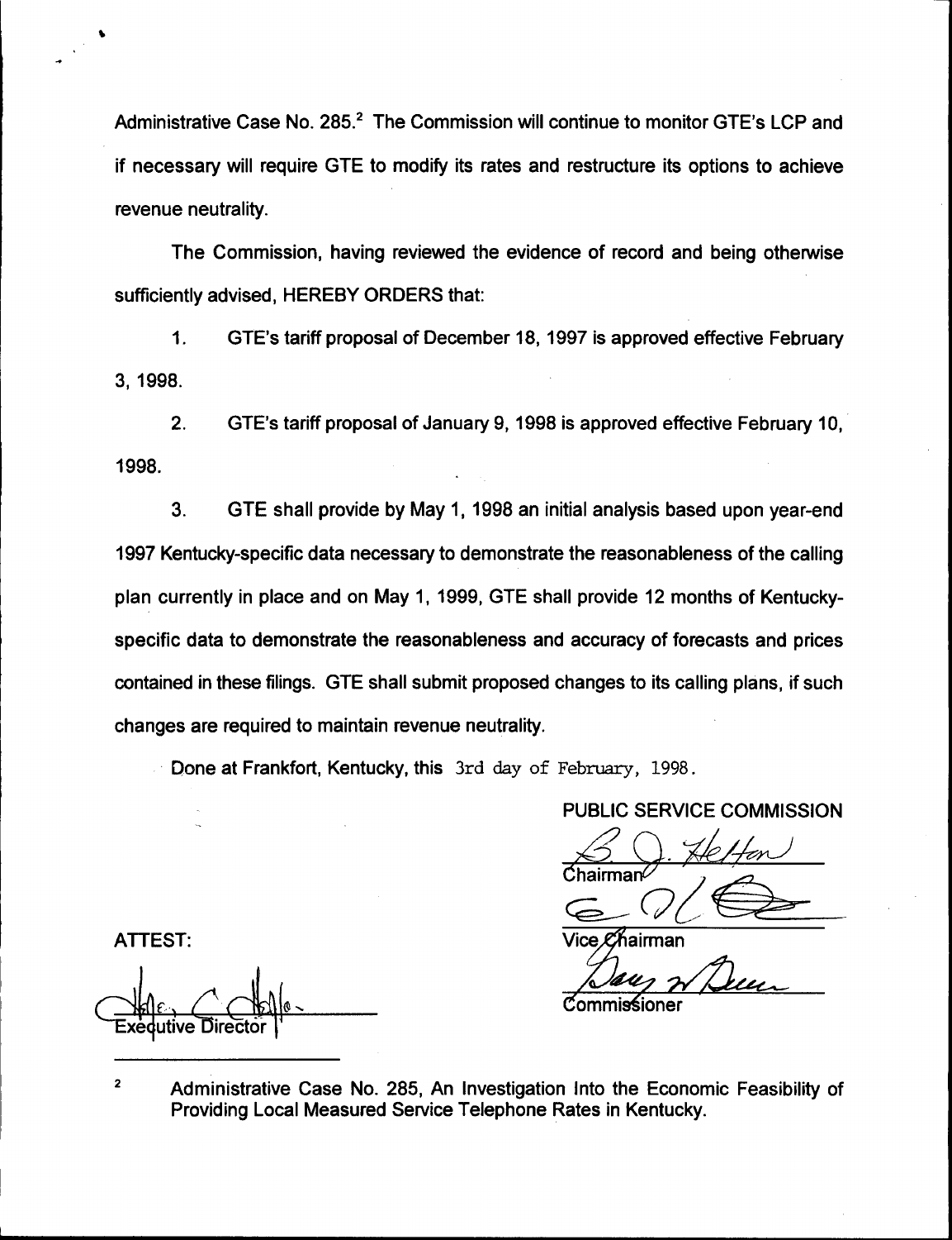Administrative Case No. 285.[2] The Commission will continue to monitor GTE's LCP and if necessary will require GTE to modify its rates and restructure its options to achieve revenue neutrality.

The Commission, having reviewed the evidence of record and being otherwise sufficiently advised, HEREBY ORDERS that:

1. GTE's tariff proposal of December 18, 1997 is approved effective February 3, 1998.

2. GTE's tariff proposal of January 9, 1998 is approved effective February 10, 1998.

3. GTE shall provide by May 1, 1998 an initial analysis based upon year-end 1997 Kentucky-specific data necessary to demonstrate the reasonableness of the calling plan currently in place and on May 1, 1999, GTE shall provide 12 months of Kentucky-specific data to demonstrate the reasonableness and accuracy of forecasts and prices contained in these filings. GTE shall submit proposed changes to its calling plans, if such changes are required to maintain revenue neutrality.

Done at Frankfort, Kentucky, this 3rd day of February, 1998.

PUBLIC SERVICE COMMISSION

Chairman

Vice Chairman

Commissioner

ATTEST:

Executive Director

[2] Administrative Case No. 285, An Investigation Into the Economic Feasibility of Providing Local Measured Service Telephone Rates in Kentucky.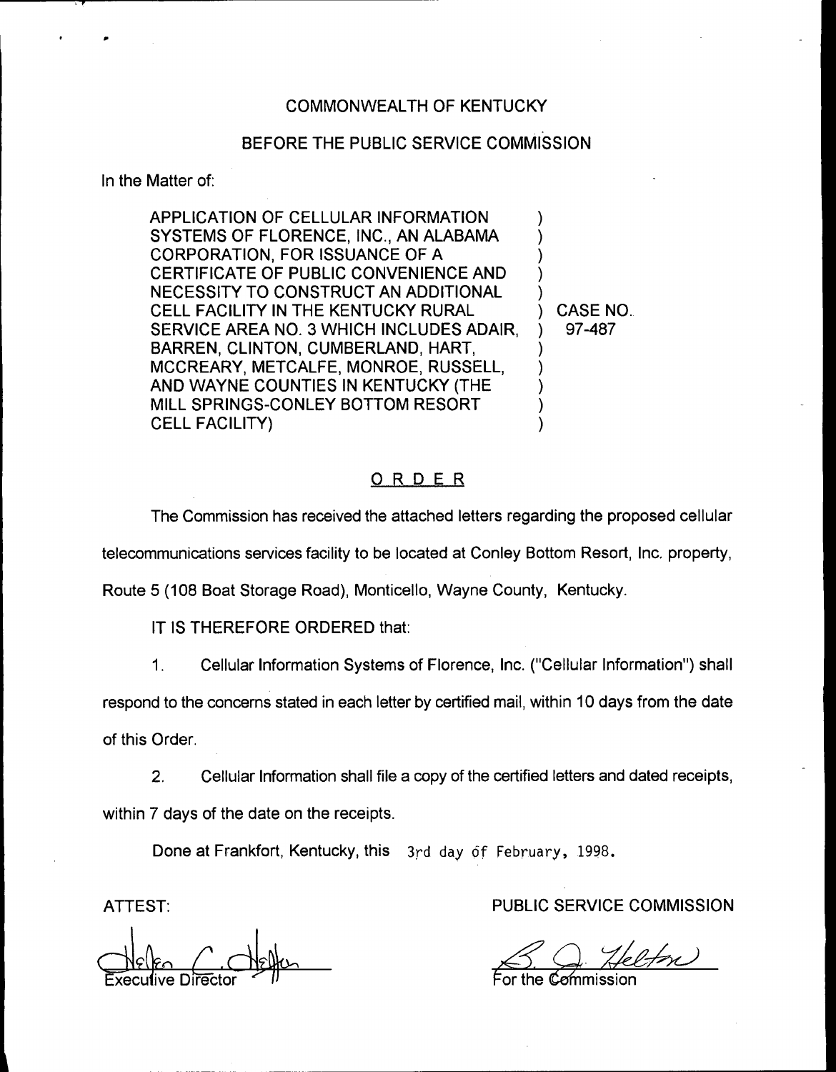COMMONWEALTH OF KENTUCKY

BEFORE THE PUBLIC SERVICE COMMISSION

In the Matter of:

APPLICATION OF CELLULAR INFORMATION SYSTEMS OF FLORENCE, INC., AN ALABAMA CORPORATION, FOR ISSUANCE OF A CERTIFICATE OF PUBLIC CONVENIENCE AND NECESSITY TO CONSTRUCT AN ADDITIONAL CELL FACILITY IN THE KENTUCKY RURAL SERVICE AREA NO. 3 WHICH INCLUDES ADAIR, BARREN, CLINTON, CUMBERLAND, HART, MCCREARY, METCALFE, MONROE, RUSSELL, AND WAYNE COUNTIES IN KENTUCKY (THE MILL SPRINGS-CONLEY BOTTOM RESORT CELL FACILITY)

CASE NO. 97-487

## ORDER

The Commission has received the attached letters regarding the proposed cellular telecommunications services facility to be located at Conley Bottom Resort, Inc. property, Route 5 (108 Boat Storage Road), Monticello, Wayne County, Kentucky.

IT IS THEREFORE ORDERED that:

1. Cellular Information Systems of Florence, Inc. ("Cellular Information") shall respond to the concerns stated in each letter by certified mail, within 10 days from the date of this Order.

2. Cellular Information shall file a copy of the certified letters and dated receipts, within 7 days of the date on the receipts.

Done at Frankfort, Kentucky, this 3rd day of February, 1998.

ATTEST:

Executive Director

PUBLIC SERVICE COMMISSION

For the Commission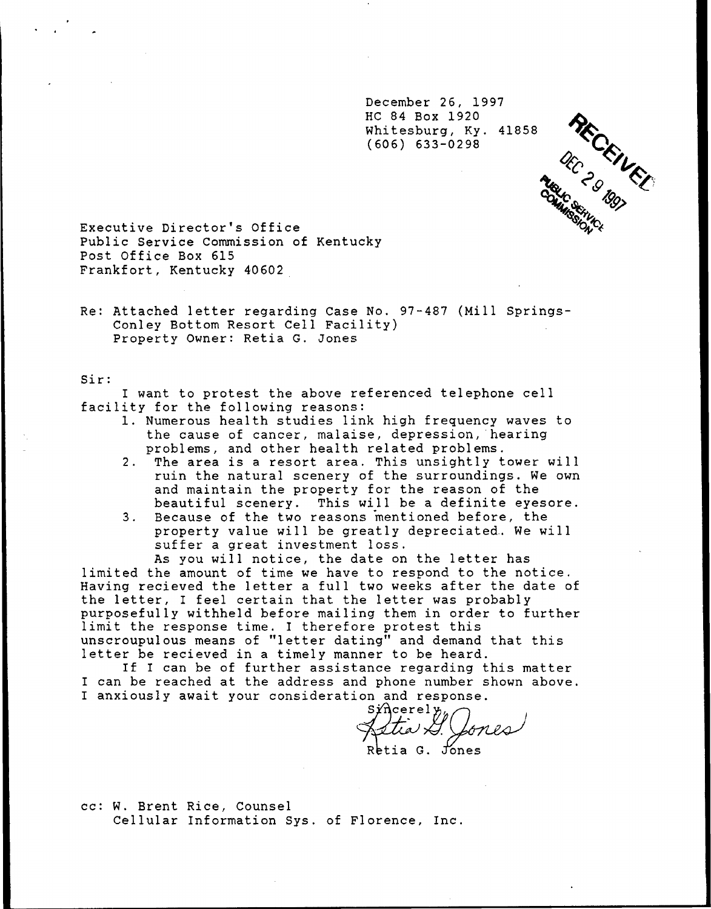December 26, 1997
HC 84 Box 1920
Whitesburg, Ky. 41858
(606) 633-0298

RECEIVED
DEC 29 1997
PUBLIC SERVICE COMMISSION

Executive Director's Office
Public Service Commission of Kentucky
Post Office Box 615
Frankfort, Kentucky 40602

Re: Attached letter regarding Case No. 97-487 (Mill Springs-Conley Bottom Resort Cell Facility)
Property Owner: Retia G. Jones

Sir:

I want to protest the above referenced telephone cell facility for the following reasons:

1. Numerous health studies link high frequency waves to the cause of cancer, malaise, depression, hearing problems, and other health related problems.
2. The area is a resort area. This unsightly tower will ruin the natural scenery of the surroundings. We own and maintain the property for the reason of the beautiful scenery. This will be a definite eyesore.
3. Because of the two reasons mentioned before, the property value will be greatly depreciated. We will suffer a great investment loss.

As you will notice, the date on the letter has limited the amount of time we have to respond to the notice. Having recieved the letter a full two weeks after the date of the letter, I feel certain that the letter was probably purposefully withheld before mailing them in order to further limit the response time. I therefore protest this unscroupulous means of "letter dating" and demand that this letter be recieved in a timely manner to be heard.

If I can be of further assistance regarding this matter I can be reached at the address and phone number shown above. I anxiously await your consideration and response.

Sincerely,

Retia G. Jones

Retia G. Jones

cc: W. Brent Rice, Counsel
Cellular Information Sys. of Florence, Inc.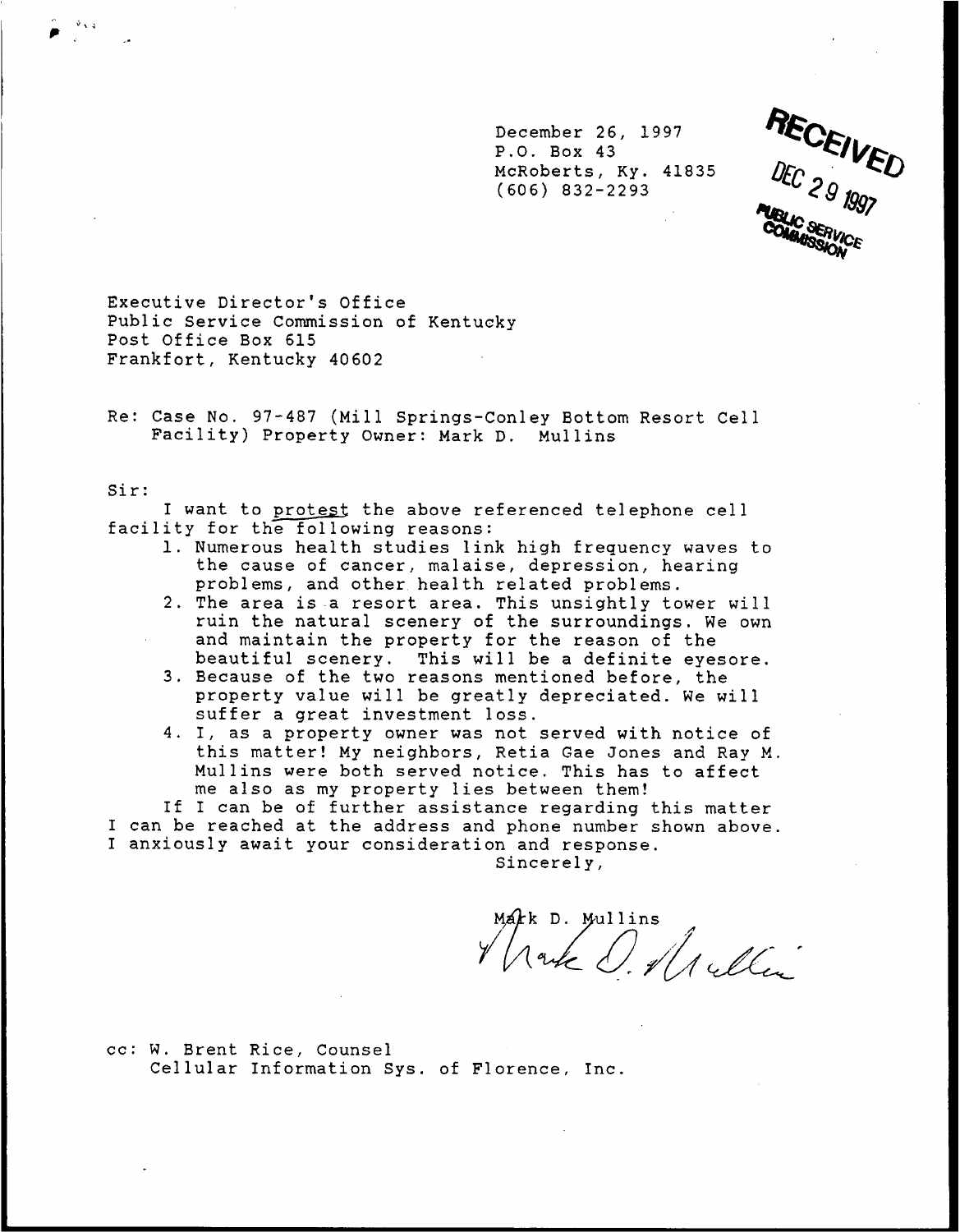December 26, 1997
P.O. Box 43
McRoberts, Ky. 41835
(606) 832-2293

RECEIVED
DEC 29 1997
PUBLIC SERVICE COMMISSION

Executive Director's Office
Public Service Commission of Kentucky
Post Office Box 615
Frankfort, Kentucky 40602

Re: Case No. 97-487 (Mill Springs-Conley Bottom Resort Cell Facility) Property Owner: Mark D. Mullins

Sir:

I want to protest the above referenced telephone cell facility for the following reasons:

1. Numerous health studies link high frequency waves to the cause of cancer, malaise, depression, hearing problems, and other health related problems.
2. The area is a resort area. This unsightly tower will ruin the natural scenery of the surroundings. We own and maintain the property for the reason of the beautiful scenery. This will be a definite eyesore.
3. Because of the two reasons mentioned before, the property value will be greatly depreciated. We will suffer a great investment loss.
4. I, as a property owner was not served with notice of this matter! My neighbors, Retia Gae Jones and Ray M. Mullins were both served notice. This has to affect me also as my property lies between them!

If I can be of further assistance regarding this matter I can be reached at the address and phone number shown above. I anxiously await your consideration and response.

Sincerely,

Mark D. Mullins

cc: W. Brent Rice, Counsel
Cellular Information Sys. of Florence, Inc.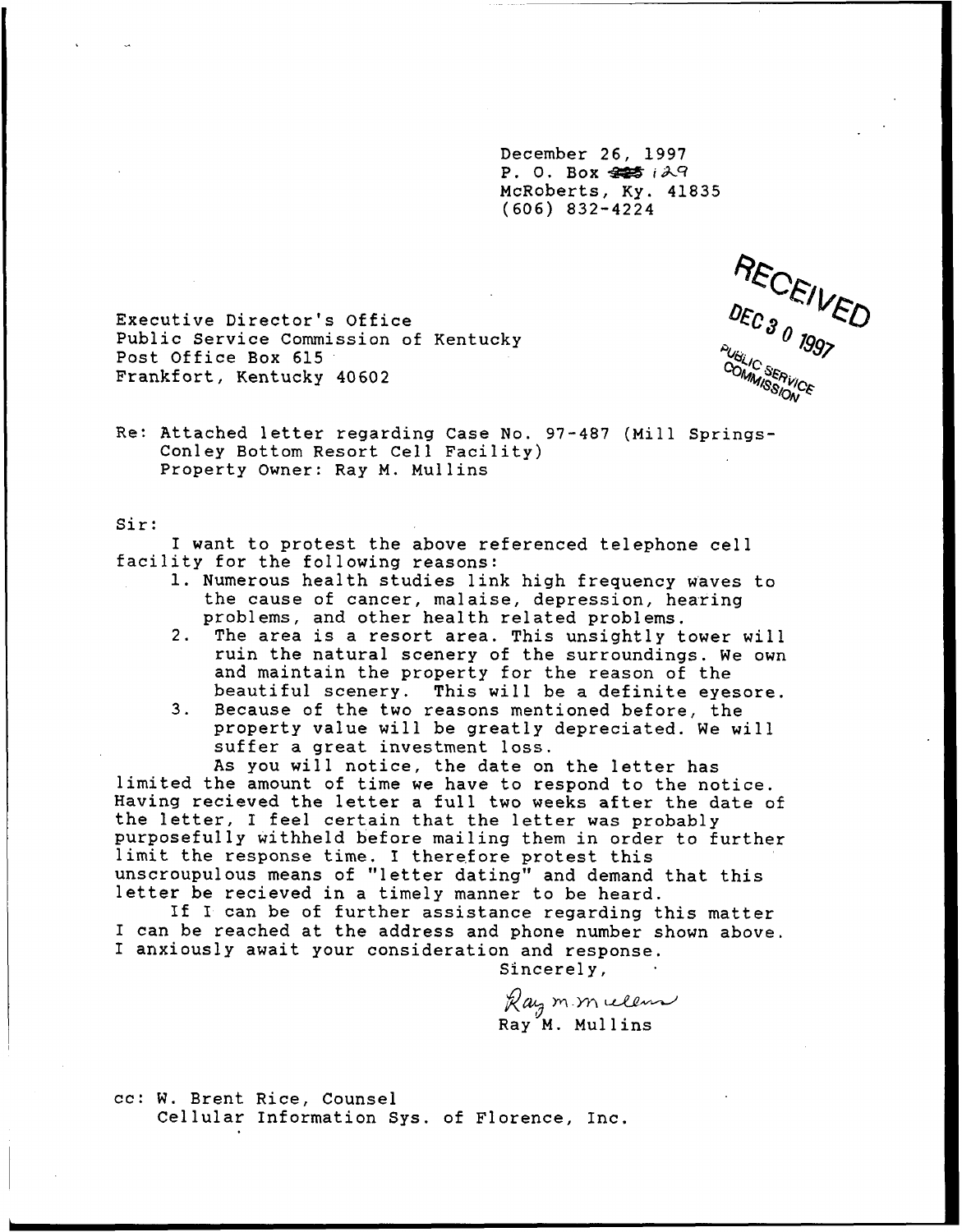December 26, 1997
P. O. Box ~~225~~ 129
McRoberts, Ky. 41835
(606) 832-4224

RECEIVED
DEC 30 1997
PUBLIC SERVICE COMMISSION

Executive Director's Office
Public Service Commission of Kentucky
Post Office Box 615
Frankfort, Kentucky 40602

Re: Attached letter regarding Case No. 97-487 (Mill Springs-Conley Bottom Resort Cell Facility)
Property Owner: Ray M. Mullins

Sir:

I want to protest the above referenced telephone cell facility for the following reasons:

1. Numerous health studies link high frequency waves to the cause of cancer, malaise, depression, hearing problems, and other health related problems.
2. The area is a resort area. This unsightly tower will ruin the natural scenery of the surroundings. We own and maintain the property for the reason of the beautiful scenery. This will be a definite eyesore.
3. Because of the two reasons mentioned before, the property value will be greatly depreciated. We will suffer a great investment loss.

As you will notice, the date on the letter has limited the amount of time we have to respond to the notice. Having recieved the letter a full two weeks after the date of the letter, I feel certain that the letter was probably purposefully withheld before mailing them in order to further limit the response time. I therefore protest this unscroupulous means of "letter dating" and demand that this letter be recieved in a timely manner to be heard.

If I can be of further assistance regarding this matter I can be reached at the address and phone number shown above. I anxiously await your consideration and response.

Sincerely,

Ray M. Mullins

Ray M. Mullins

cc: W. Brent Rice, Counsel
Cellular Information Sys. of Florence, Inc.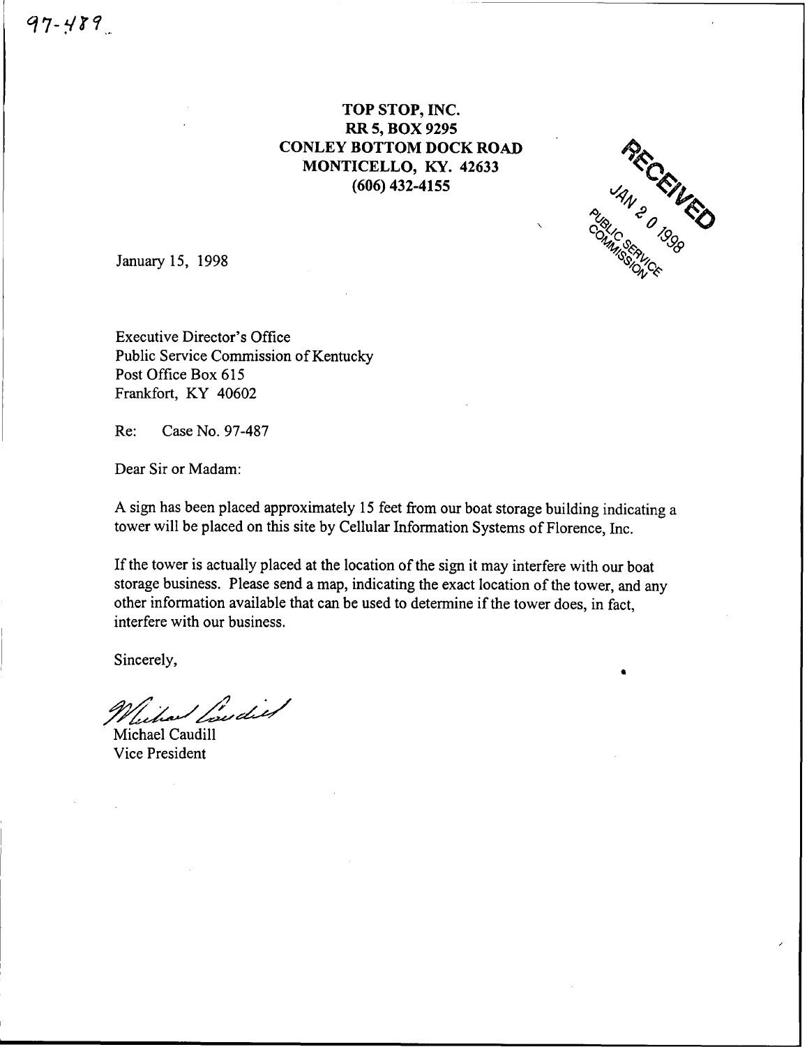97-489

**TOP STOP, INC.**
**RR 5, BOX 9295**
**CONLEY BOTTOM DOCK ROAD**
**MONTICELLO, KY. 42633**
**(606) 432-4155**

RECEIVED
JAN 20 1998
PUBLIC SERVICE
COMMISSION

January 15, 1998

Executive Director's Office
Public Service Commission of Kentucky
Post Office Box 615
Frankfort, KY 40602

Re: Case No. 97-487

Dear Sir or Madam:

A sign has been placed approximately 15 feet from our boat storage building indicating a tower will be placed on this site by Cellular Information Systems of Florence, Inc.

If the tower is actually placed at the location of the sign it may interfere with our boat storage business. Please send a map, indicating the exact location of the tower, and any other information available that can be used to determine if the tower does, in fact, interfere with our business.

Sincerely,

Michael Caudill

Michael Caudill
Vice President